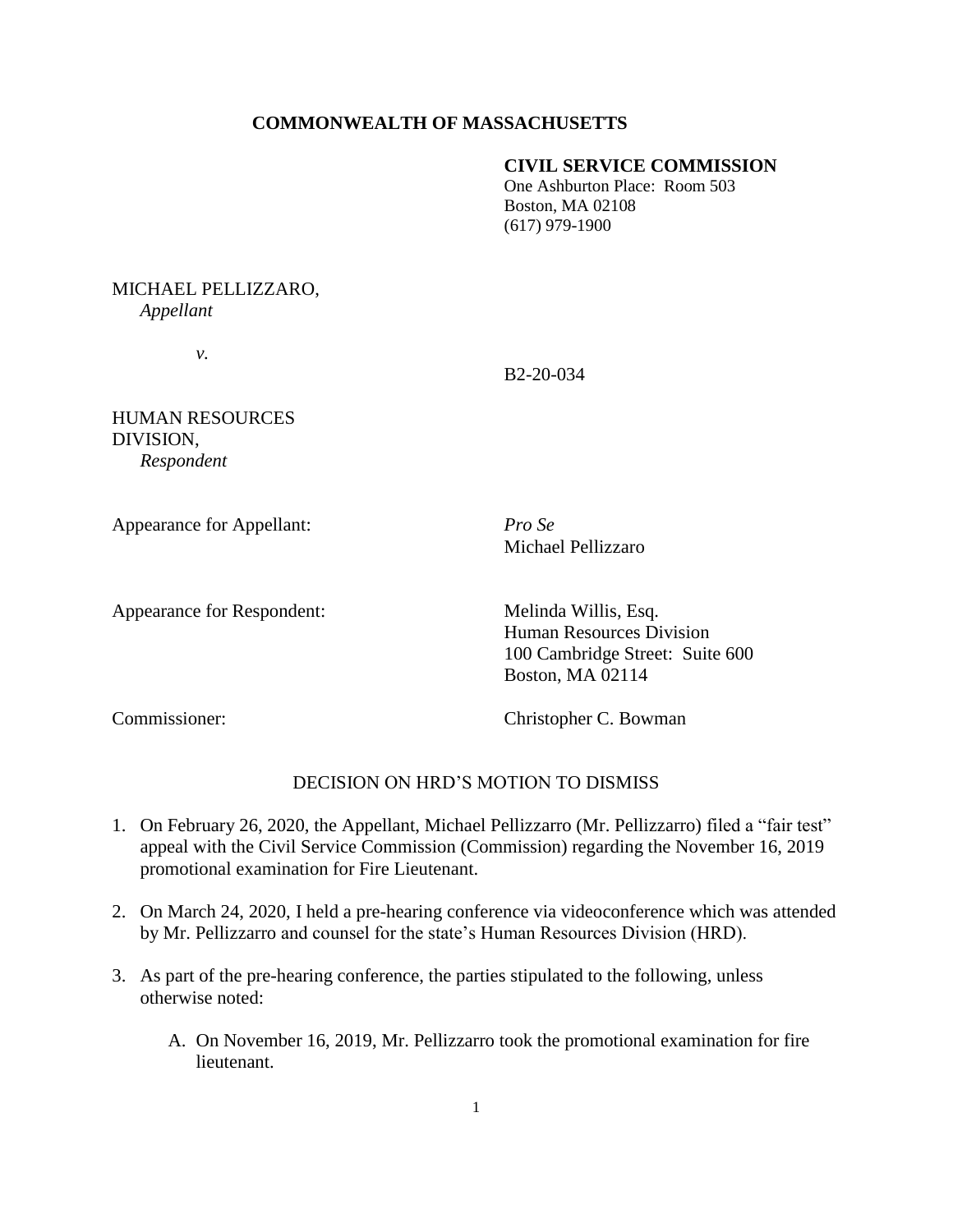**COMMONWEALTH OF MASSACHUSETTS**

**CIVIL SERVICE COMMISSION**
One Ashburton Place: Room 503
Boston, MA 02108
(617) 979-1900

MICHAEL PELLIZZARO,
*Appellant*

*v.*

B2-20-034

HUMAN RESOURCES DIVISION,
*Respondent*

Appearance for Appellant: *Pro Se*
Michael Pellizzaro

Appearance for Respondent: Melinda Willis, Esq.
Human Resources Division
100 Cambridge Street: Suite 600
Boston, MA 02114

Commissioner: Christopher C. Bowman

DECISION ON HRD'S MOTION TO DISMISS

1. On February 26, 2020, the Appellant, Michael Pellizzarro (Mr. Pellizzarro) filed a "fair test" appeal with the Civil Service Commission (Commission) regarding the November 16, 2019 promotional examination for Fire Lieutenant.

2. On March 24, 2020, I held a pre-hearing conference via videoconference which was attended by Mr. Pellizzarro and counsel for the state's Human Resources Division (HRD).

3. As part of the pre-hearing conference, the parties stipulated to the following, unless otherwise noted:

   A. On November 16, 2019, Mr. Pellizzarro took the promotional examination for fire lieutenant.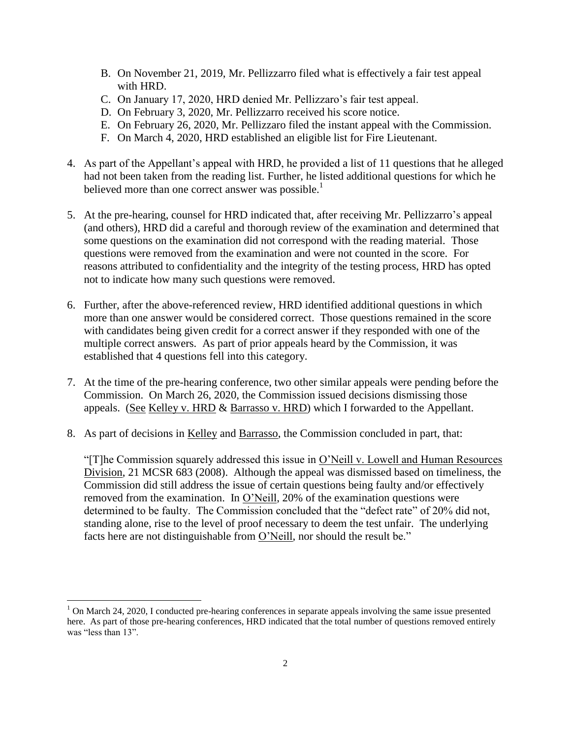B. On November 21, 2019, Mr. Pellizzarro filed what is effectively a fair test appeal with HRD.
C. On January 17, 2020, HRD denied Mr. Pellizzaro's fair test appeal.
D. On February 3, 2020, Mr. Pellizzarro received his score notice.
E. On February 26, 2020, Mr. Pellizzaro filed the instant appeal with the Commission.
F. On March 4, 2020, HRD established an eligible list for Fire Lieutenant.

4. As part of the Appellant's appeal with HRD, he provided a list of 11 questions that he alleged had not been taken from the reading list. Further, he listed additional questions for which he believed more than one correct answer was possible.[1]

5. At the pre-hearing, counsel for HRD indicated that, after receiving Mr. Pellizzarro's appeal (and others), HRD did a careful and thorough review of the examination and determined that some questions on the examination did not correspond with the reading material. Those questions were removed from the examination and were not counted in the score. For reasons attributed to confidentiality and the integrity of the testing process, HRD has opted not to indicate how many such questions were removed.

6. Further, after the above-referenced review, HRD identified additional questions in which more than one answer would be considered correct. Those questions remained in the score with candidates being given credit for a correct answer if they responded with one of the multiple correct answers. As part of prior appeals heard by the Commission, it was established that 4 questions fell into this category.

7. At the time of the pre-hearing conference, two other similar appeals were pending before the Commission. On March 26, 2020, the Commission issued decisions dismissing those appeals. (See Kelley v. HRD & Barrasso v. HRD) which I forwarded to the Appellant.

8. As part of decisions in Kelley and Barrasso, the Commission concluded in part, that:

   "[T]he Commission squarely addressed this issue in O'Neill v. Lowell and Human Resources Division, 21 MCSR 683 (2008). Although the appeal was dismissed based on timeliness, the Commission did still address the issue of certain questions being faulty and/or effectively removed from the examination. In O'Neill, 20% of the examination questions were determined to be faulty. The Commission concluded that the "defect rate" of 20% did not, standing alone, rise to the level of proof necessary to deem the test unfair. The underlying facts here are not distinguishable from O'Neill, nor should the result be."

---

[1] On March 24, 2020, I conducted pre-hearing conferences in separate appeals involving the same issue presented here. As part of those pre-hearing conferences, HRD indicated that the total number of questions removed entirely was "less than 13".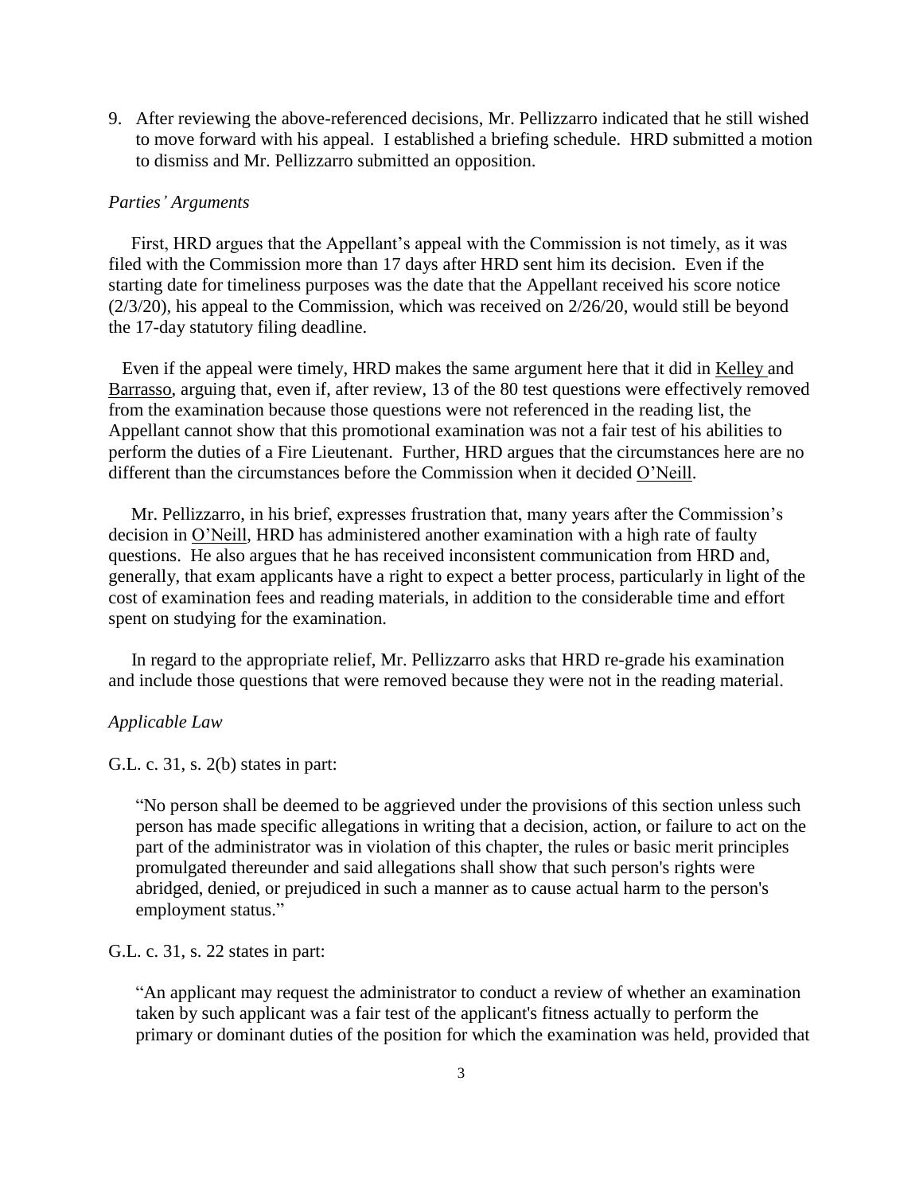9. After reviewing the above-referenced decisions, Mr. Pellizzarro indicated that he still wished to move forward with his appeal. I established a briefing schedule. HRD submitted a motion to dismiss and Mr. Pellizzarro submitted an opposition.

*Parties' Arguments*

First, HRD argues that the Appellant's appeal with the Commission is not timely, as it was filed with the Commission more than 17 days after HRD sent him its decision. Even if the starting date for timeliness purposes was the date that the Appellant received his score notice (2/3/20), his appeal to the Commission, which was received on 2/26/20, would still be beyond the 17-day statutory filing deadline.

Even if the appeal were timely, HRD makes the same argument here that it did in Kelley and Barrasso, arguing that, even if, after review, 13 of the 80 test questions were effectively removed from the examination because those questions were not referenced in the reading list, the Appellant cannot show that this promotional examination was not a fair test of his abilities to perform the duties of a Fire Lieutenant. Further, HRD argues that the circumstances here are no different than the circumstances before the Commission when it decided O'Neill.

Mr. Pellizzarro, in his brief, expresses frustration that, many years after the Commission's decision in O'Neill, HRD has administered another examination with a high rate of faulty questions. He also argues that he has received inconsistent communication from HRD and, generally, that exam applicants have a right to expect a better process, particularly in light of the cost of examination fees and reading materials, in addition to the considerable time and effort spent on studying for the examination.

In regard to the appropriate relief, Mr. Pellizzarro asks that HRD re-grade his examination and include those questions that were removed because they were not in the reading material.

*Applicable Law*

G.L. c. 31, s. 2(b) states in part:

> "No person shall be deemed to be aggrieved under the provisions of this section unless such person has made specific allegations in writing that a decision, action, or failure to act on the part of the administrator was in violation of this chapter, the rules or basic merit principles promulgated thereunder and said allegations shall show that such person's rights were abridged, denied, or prejudiced in such a manner as to cause actual harm to the person's employment status."

G.L. c. 31, s. 22 states in part:

> "An applicant may request the administrator to conduct a review of whether an examination taken by such applicant was a fair test of the applicant's fitness actually to perform the primary or dominant duties of the position for which the examination was held, provided that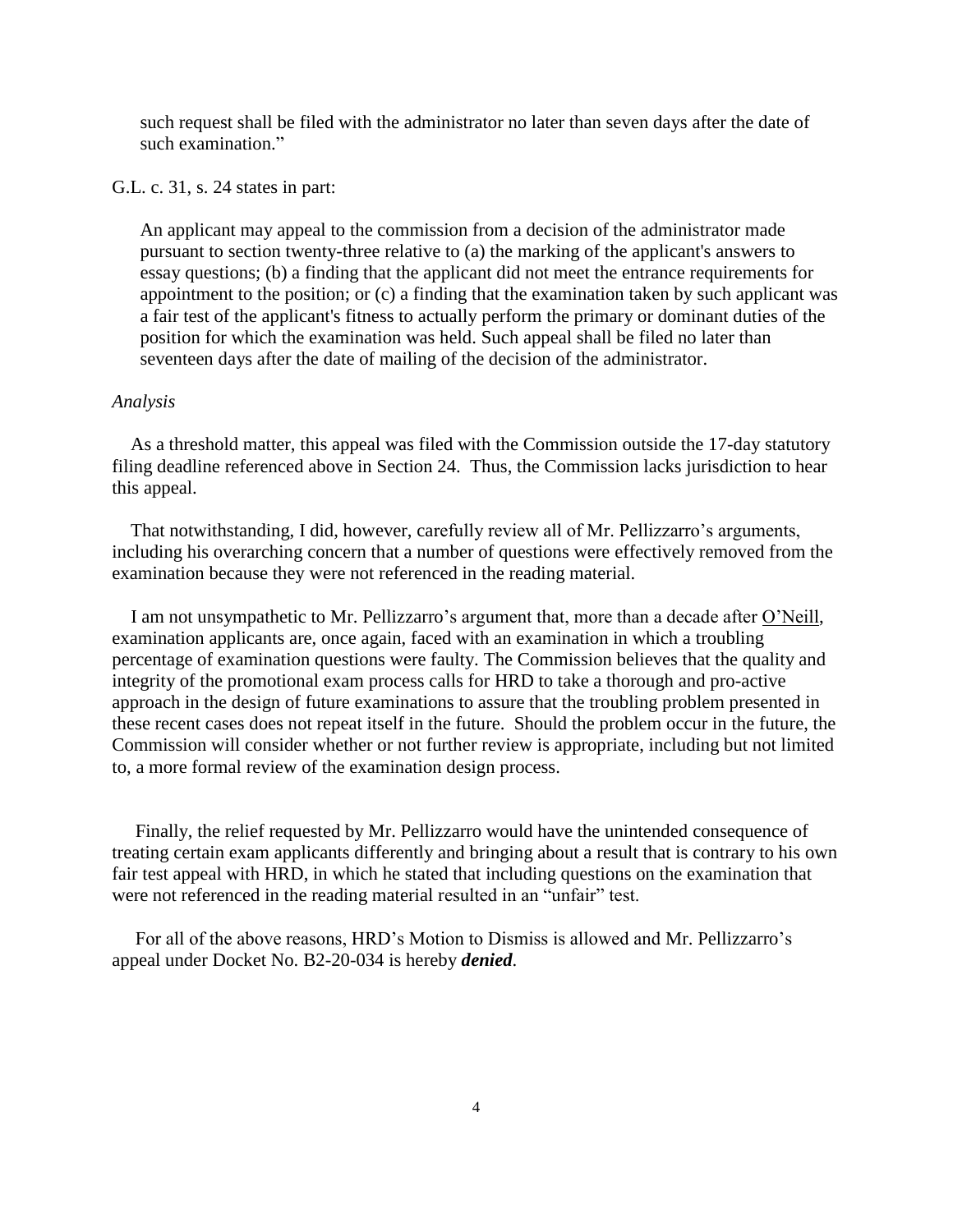such request shall be filed with the administrator no later than seven days after the date of such examination."

G.L. c. 31, s. 24 states in part:

> An applicant may appeal to the commission from a decision of the administrator made pursuant to section twenty-three relative to (a) the marking of the applicant's answers to essay questions; (b) a finding that the applicant did not meet the entrance requirements for appointment to the position; or (c) a finding that the examination taken by such applicant was a fair test of the applicant's fitness to actually perform the primary or dominant duties of the position for which the examination was held. Such appeal shall be filed no later than seventeen days after the date of mailing of the decision of the administrator.

*Analysis*

As a threshold matter, this appeal was filed with the Commission outside the 17-day statutory filing deadline referenced above in Section 24. Thus, the Commission lacks jurisdiction to hear this appeal.

That notwithstanding, I did, however, carefully review all of Mr. Pellizzarro's arguments, including his overarching concern that a number of questions were effectively removed from the examination because they were not referenced in the reading material.

I am not unsympathetic to Mr. Pellizzarro's argument that, more than a decade after O'Neill, examination applicants are, once again, faced with an examination in which a troubling percentage of examination questions were faulty. The Commission believes that the quality and integrity of the promotional exam process calls for HRD to take a thorough and pro-active approach in the design of future examinations to assure that the troubling problem presented in these recent cases does not repeat itself in the future. Should the problem occur in the future, the Commission will consider whether or not further review is appropriate, including but not limited to, a more formal review of the examination design process.

Finally, the relief requested by Mr. Pellizzarro would have the unintended consequence of treating certain exam applicants differently and bringing about a result that is contrary to his own fair test appeal with HRD, in which he stated that including questions on the examination that were not referenced in the reading material resulted in an "unfair" test.

For all of the above reasons, HRD's Motion to Dismiss is allowed and Mr. Pellizzarro's appeal under Docket No. B2-20-034 is hereby ***denied***.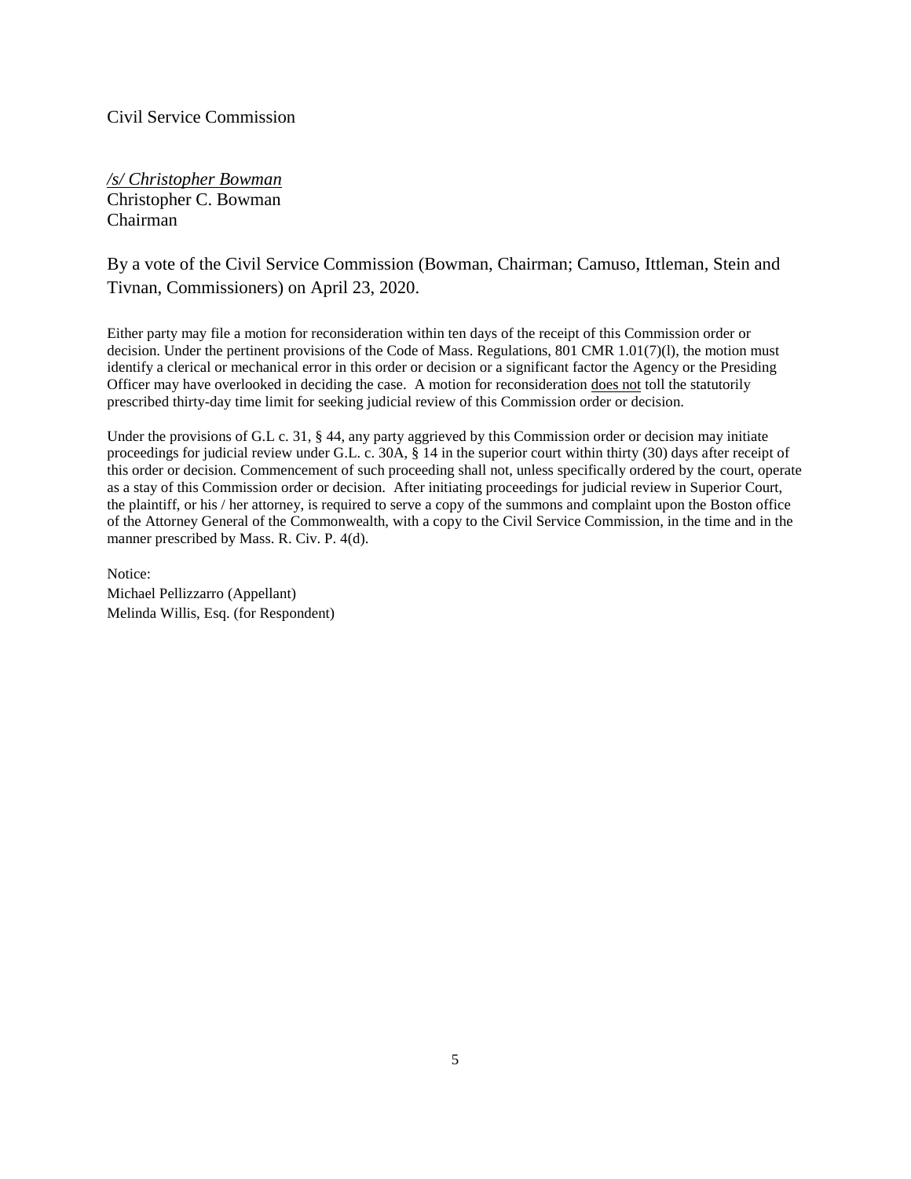Civil Service Commission

*<u>/s/ Christopher Bowman</u>*
Christopher C. Bowman
Chairman

By a vote of the Civil Service Commission (Bowman, Chairman; Camuso, Ittleman, Stein and Tivnan, Commissioners) on April 23, 2020.

Either party may file a motion for reconsideration within ten days of the receipt of this Commission order or decision. Under the pertinent provisions of the Code of Mass. Regulations, 801 CMR 1.01(7)(l), the motion must identify a clerical or mechanical error in this order or decision or a significant factor the Agency or the Presiding Officer may have overlooked in deciding the case. A motion for reconsideration <u>does not</u> toll the statutorily prescribed thirty-day time limit for seeking judicial review of this Commission order or decision.

Under the provisions of G.L c. 31, § 44, any party aggrieved by this Commission order or decision may initiate proceedings for judicial review under G.L. c. 30A, § 14 in the superior court within thirty (30) days after receipt of this order or decision. Commencement of such proceeding shall not, unless specifically ordered by the court, operate as a stay of this Commission order or decision. After initiating proceedings for judicial review in Superior Court, the plaintiff, or his / her attorney, is required to serve a copy of the summons and complaint upon the Boston office of the Attorney General of the Commonwealth, with a copy to the Civil Service Commission, in the time and in the manner prescribed by Mass. R. Civ. P. 4(d).

Notice:
Michael Pellizzarro (Appellant)
Melinda Willis, Esq. (for Respondent)